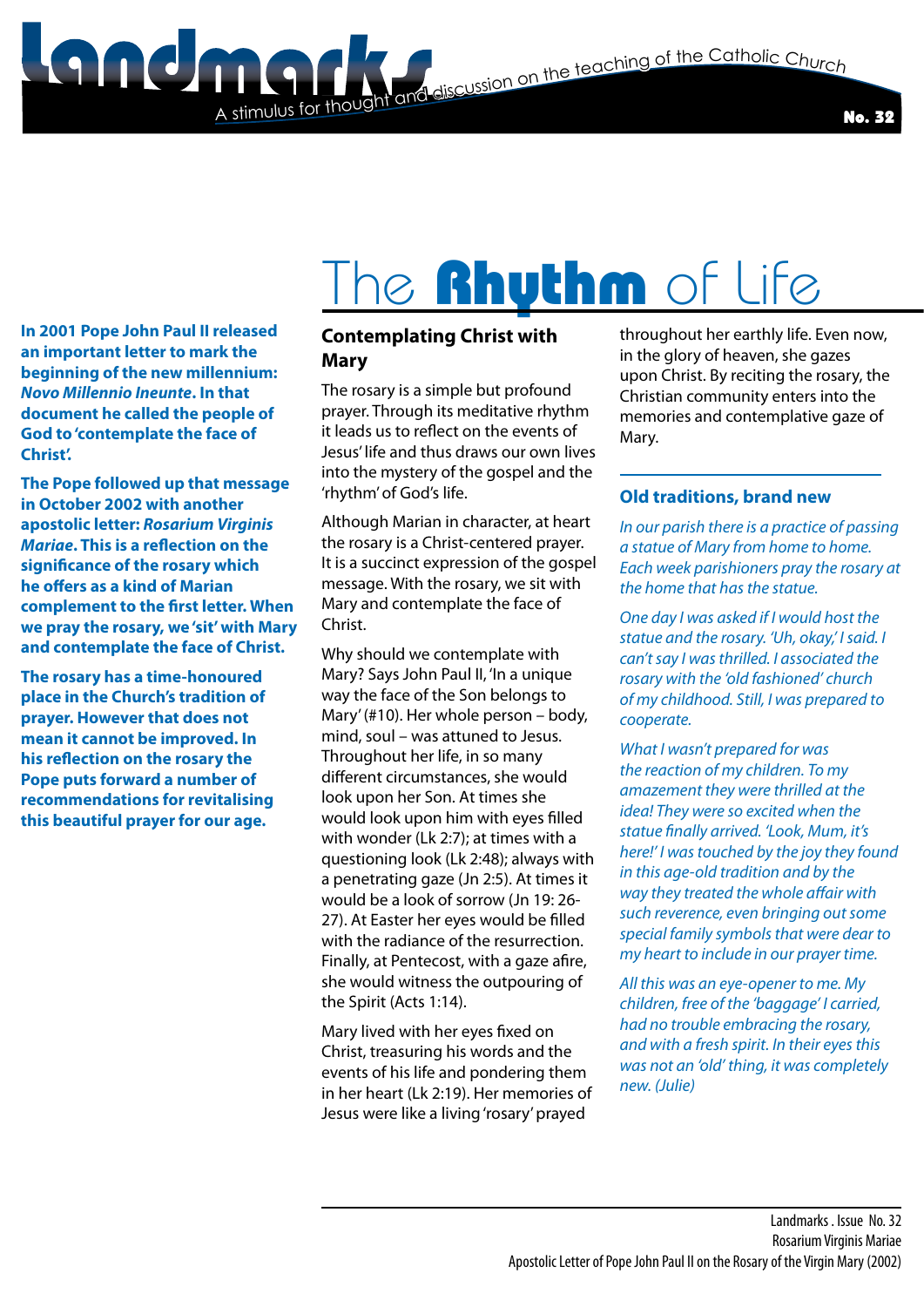# Landmarks

A stimulus for thought and discussion on the teaching of the Catholic Church

No. 32

# The **Rhythm** of Life

**In 2001 Pope John Paul II released an important letter to mark the beginning of the new millennium: *Novo Millennio Ineunte*. In that document he called the people of God to 'contemplate the face of Christ'.**

**The Pope followed up that message in October 2002 with another apostolic letter: *Rosarium Virginis Mariae*. This is a reflection on the significance of the rosary which he offers as a kind of Marian complement to the first letter. When we pray the rosary, we 'sit' with Mary and contemplate the face of Christ.**

**The rosary has a time-honoured place in the Church's tradition of prayer. However that does not mean it cannot be improved. In his reflection on the rosary the Pope puts forward a number of recommendations for revitalising this beautiful prayer for our age.**

## Contemplating Christ with Mary

The rosary is a simple but profound prayer. Through its meditative rhythm it leads us to reflect on the events of Jesus' life and thus draws our own lives into the mystery of the gospel and the 'rhythm' of God's life.

Although Marian in character, at heart the rosary is a Christ-centered prayer. It is a succinct expression of the gospel message. With the rosary, we sit with Mary and contemplate the face of Christ.

Why should we contemplate with Mary? Says John Paul II, 'In a unique way the face of the Son belongs to Mary' (#10). Her whole person – body, mind, soul – was attuned to Jesus. Throughout her life, in so many different circumstances, she would look upon her Son. At times she would look upon him with eyes filled with wonder (Lk 2:7); at times with a questioning look (Lk 2:48); always with a penetrating gaze (Jn 2:5). At times it would be a look of sorrow (Jn 19: 26-27). At Easter her eyes would be filled with the radiance of the resurrection. Finally, at Pentecost, with a gaze afire, she would witness the outpouring of the Spirit (Acts 1:14).

Mary lived with her eyes fixed on Christ, treasuring his words and the events of his life and pondering them in her heart (Lk 2:19). Her memories of Jesus were like a living 'rosary' prayed throughout her earthly life. Even now, in the glory of heaven, she gazes upon Christ. By reciting the rosary, the Christian community enters into the memories and contemplative gaze of Mary.

## Old traditions, brand new

*In our parish there is a practice of passing a statue of Mary from home to home. Each week parishioners pray the rosary at the home that has the statue.*

*One day I was asked if I would host the statue and the rosary. 'Uh, okay,' I said. I can't say I was thrilled. I associated the rosary with the 'old fashioned' church of my childhood. Still, I was prepared to cooperate.*

*What I wasn't prepared for was the reaction of my children. To my amazement they were thrilled at the idea! They were so excited when the statue finally arrived. 'Look, Mum, it's here!' I was touched by the joy they found in this age-old tradition and by the way they treated the whole affair with such reverence, even bringing out some special family symbols that were dear to my heart to include in our prayer time.*

*All this was an eye-opener to me. My children, free of the 'baggage' I carried, had no trouble embracing the rosary, and with a fresh spirit. In their eyes this was not an 'old' thing, it was completely new. (Julie)*

Landmarks . Issue No. 32
Rosarium Virginis Mariae
Apostolic Letter of Pope John Paul II on the Rosary of the Virgin Mary (2002)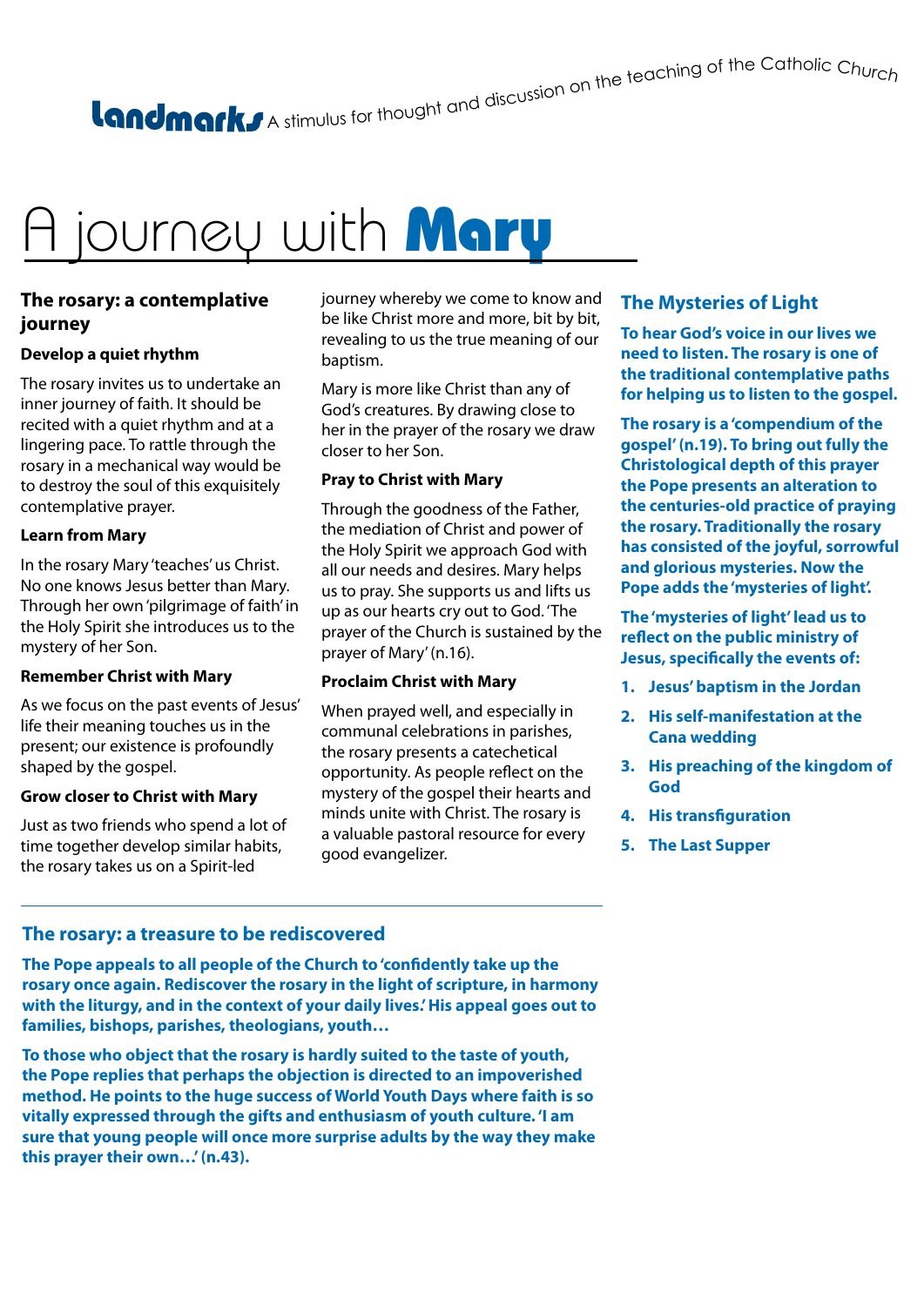Landmarks A stimulus for thought and discussion on the teaching of the Catholic Church

# A journey with Mary

## The rosary: a contemplative journey

### Develop a quiet rhythm

The rosary invites us to undertake an inner journey of faith. It should be recited with a quiet rhythm and at a lingering pace. To rattle through the rosary in a mechanical way would be to destroy the soul of this exquisitely contemplative prayer.

### Learn from Mary

In the rosary Mary 'teaches' us Christ. No one knows Jesus better than Mary. Through her own 'pilgrimage of faith' in the Holy Spirit she introduces us to the mystery of her Son.

### Remember Christ with Mary

As we focus on the past events of Jesus' life their meaning touches us in the present; our existence is profoundly shaped by the gospel.

### Grow closer to Christ with Mary

Just as two friends who spend a lot of time together develop similar habits, the rosary takes us on a Spirit-led journey whereby we come to know and be like Christ more and more, bit by bit, revealing to us the true meaning of our baptism.

Mary is more like Christ than any of God's creatures. By drawing close to her in the prayer of the rosary we draw closer to her Son.

### Pray to Christ with Mary

Through the goodness of the Father, the mediation of Christ and power of the Holy Spirit we approach God with all our needs and desires. Mary helps us to pray. She supports us and lifts us up as our hearts cry out to God. 'The prayer of the Church is sustained by the prayer of Mary' (n.16).

### Proclaim Christ with Mary

When prayed well, and especially in communal celebrations in parishes, the rosary presents a catechetical opportunity. As people reflect on the mystery of the gospel their hearts and minds unite with Christ. The rosary is a valuable pastoral resource for every good evangelizer.

## The Mysteries of Light

**To hear God's voice in our lives we need to listen. The rosary is one of the traditional contemplative paths for helping us to listen to the gospel.**

**The rosary is a 'compendium of the gospel' (n.19). To bring out fully the Christological depth of this prayer the Pope presents an alteration to the centuries-old practice of praying the rosary. Traditionally the rosary has consisted of the joyful, sorrowful and glorious mysteries. Now the Pope adds the 'mysteries of light'.**

**The 'mysteries of light' lead us to reflect on the public ministry of Jesus, specifically the events of:**

1. **Jesus' baptism in the Jordan**
2. **His self-manifestation at the Cana wedding**
3. **His preaching of the kingdom of God**
4. **His transfiguration**
5. **The Last Supper**

## The rosary: a treasure to be rediscovered

**The Pope appeals to all people of the Church to 'confidently take up the rosary once again. Rediscover the rosary in the light of scripture, in harmony with the liturgy, and in the context of your daily lives.' His appeal goes out to families, bishops, parishes, theologians, youth…**

**To those who object that the rosary is hardly suited to the taste of youth, the Pope replies that perhaps the objection is directed to an impoverished method. He points to the huge success of World Youth Days where faith is so vitally expressed through the gifts and enthusiasm of youth culture. 'I am sure that young people will once more surprise adults by the way they make this prayer their own…' (n.43).**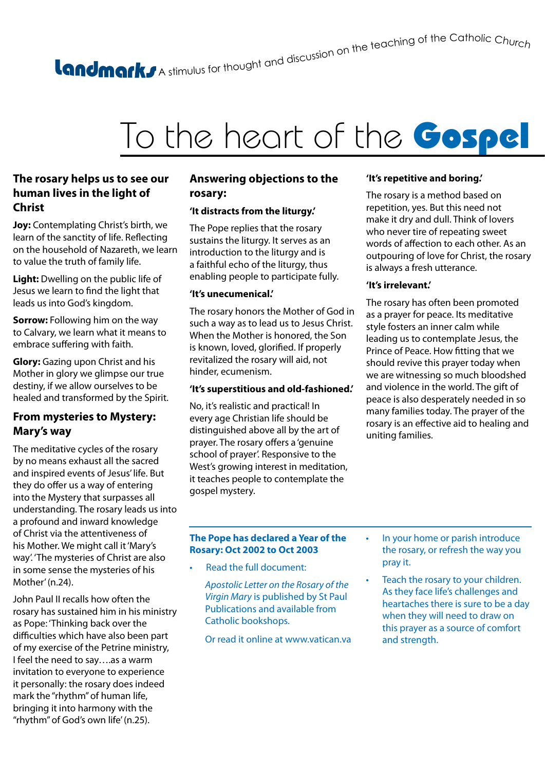**landmarks** A stimulus for thought and discussion on the teaching of the Catholic Church

# To the heart of the Gospel

## The rosary helps us to see our human lives in the light of Christ

**Joy:** Contemplating Christ's birth, we learn of the sanctity of life. Reflecting on the household of Nazareth, we learn to value the truth of family life.

**Light:** Dwelling on the public life of Jesus we learn to find the light that leads us into God's kingdom.

**Sorrow:** Following him on the way to Calvary, we learn what it means to embrace suffering with faith.

**Glory:** Gazing upon Christ and his Mother in glory we glimpse our true destiny, if we allow ourselves to be healed and transformed by the Spirit.

## From mysteries to Mystery: Mary's way

The meditative cycles of the rosary by no means exhaust all the sacred and inspired events of Jesus' life. But they do offer us a way of entering into the Mystery that surpasses all understanding. The rosary leads us into a profound and inward knowledge of Christ via the attentiveness of his Mother. We might call it 'Mary's way'. 'The mysteries of Christ are also in some sense the mysteries of his Mother' (n.24).

John Paul II recalls how often the rosary has sustained him in his ministry as Pope: 'Thinking back over the difficulties which have also been part of my exercise of the Petrine ministry, I feel the need to say….as a warm invitation to everyone to experience it personally: the rosary does indeed mark the "rhythm" of human life, bringing it into harmony with the "rhythm" of God's own life' (n.25).

## Answering objections to the rosary:

### 'It distracts from the liturgy.'

The Pope replies that the rosary sustains the liturgy. It serves as an introduction to the liturgy and is a faithful echo of the liturgy, thus enabling people to participate fully.

### 'It's unecumenical.'

The rosary honors the Mother of God in such a way as to lead us to Jesus Christ. When the Mother is honored, the Son is known, loved, glorified. If properly revitalized the rosary will aid, not hinder, ecumenism.

### 'It's superstitious and old-fashioned.'

No, it's realistic and practical! In every age Christian life should be distinguished above all by the art of prayer. The rosary offers a 'genuine school of prayer'. Responsive to the West's growing interest in meditation, it teaches people to contemplate the gospel mystery.

### 'It's repetitive and boring.'

The rosary is a method based on repetition, yes. But this need not make it dry and dull. Think of lovers who never tire of repeating sweet words of affection to each other. As an outpouring of love for Christ, the rosary is always a fresh utterance.

### 'It's irrelevant.'

The rosary has often been promoted as a prayer for peace. Its meditative style fosters an inner calm while leading us to contemplate Jesus, the Prince of Peace. How fitting that we should revive this prayer today when we are witnessing so much bloodshed and violence in the world. The gift of peace is also desperately needed in so many families today. The prayer of the rosary is an effective aid to healing and uniting families.

**The Pope has declared a Year of the Rosary: Oct 2002 to Oct 2003**

- Read the full document:

  *Apostolic Letter on the Rosary of the Virgin Mary* is published by St Paul Publications and available from Catholic bookshops.

  Or read it online at www.vatican.va

- In your home or parish introduce the rosary, or refresh the way you pray it.
- Teach the rosary to your children. As they face life's challenges and heartaches there is sure to be a day when they will need to draw on this prayer as a source of comfort and strength.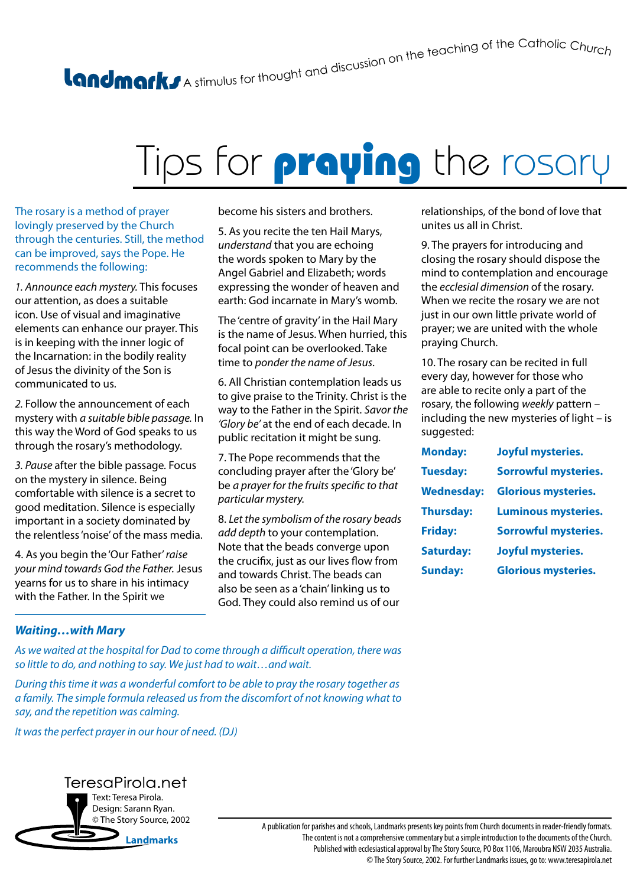**Landmarks** A stimulus for thought and discussion on the teaching of the Catholic Church

# Tips for **praying** the rosary

The rosary is a method of prayer lovingly preserved by the Church through the centuries. Still, the method can be improved, says the Pope. He recommends the following:

*1. Announce each mystery.* This focuses our attention, as does a suitable icon. Use of visual and imaginative elements can enhance our prayer. This is in keeping with the inner logic of the Incarnation: in the bodily reality of Jesus the divinity of the Son is communicated to us.

*2.* Follow the announcement of each mystery with *a suitable bible passage.* In this way the Word of God speaks to us through the rosary's methodology.

*3. Pause* after the bible passage. Focus on the mystery in silence. Being comfortable with silence is a secret to good meditation. Silence is especially important in a society dominated by the relentless 'noise' of the mass media.

4. As you begin the 'Our Father' *raise your mind towards God the Father.* Jesus yearns for us to share in his intimacy with the Father. In the Spirit we become his sisters and brothers.

5. As you recite the ten Hail Marys, *understand* that you are echoing the words spoken to Mary by the Angel Gabriel and Elizabeth; words expressing the wonder of heaven and earth: God incarnate in Mary's womb.

The 'centre of gravity' in the Hail Mary is the name of Jesus. When hurried, this focal point can be overlooked. Take time to *ponder the name of Jesus*.

6. All Christian contemplation leads us to give praise to the Trinity. Christ is the way to the Father in the Spirit. *Savor the 'Glory be'* at the end of each decade. In public recitation it might be sung.

7. The Pope recommends that the concluding prayer after the 'Glory be' be *a prayer for the fruits specific to that particular mystery.*

8. *Let the symbolism of the rosary beads add depth* to your contemplation. Note that the beads converge upon the crucifix, just as our lives flow from and towards Christ. The beads can also be seen as a 'chain' linking us to God. They could also remind us of our relationships, of the bond of love that unites us all in Christ.

9. The prayers for introducing and closing the rosary should dispose the mind to contemplation and encourage the *ecclesial dimension* of the rosary. When we recite the rosary we are not just in our own little private world of prayer; we are united with the whole praying Church.

10. The rosary can be recited in full every day, however for those who are able to recite only a part of the rosary, the following *weekly* pattern – including the new mysteries of light – is suggested:

| | |
|---|---|
| **Monday:** | **Joyful mysteries.** |
| **Tuesday:** | **Sorrowful mysteries.** |
| **Wednesday:** | **Glorious mysteries.** |
| **Thursday:** | **Luminous mysteries.** |
| **Friday:** | **Sorrowful mysteries.** |
| **Saturday:** | **Joyful mysteries.** |
| **Sunday:** | **Glorious mysteries.** |

***Waiting…with Mary***

*As we waited at the hospital for Dad to come through a difficult operation, there was so little to do, and nothing to say. We just had to wait…and wait.*

*During this time it was a wonderful comfort to be able to pray the rosary together as a family. The simple formula released us from the discomfort of not knowing what to say, and the repetition was calming.*

*It was the perfect prayer in our hour of need. (DJ)*

TeresaPirola.net
Text: Teresa Pirola.
Design: Sarann Ryan.
© The Story Source, 2002
**Landmarks**

A publication for parishes and schools, Landmarks presents key points from Church documents in reader-friendly formats. The content is not a comprehensive commentary but a simple introduction to the documents of the Church. Published with ecclesiastical approval by The Story Source, PO Box 1106, Maroubra NSW 2035 Australia. © The Story Source, 2002. For further Landmarks issues, go to: www.teresapirola.net